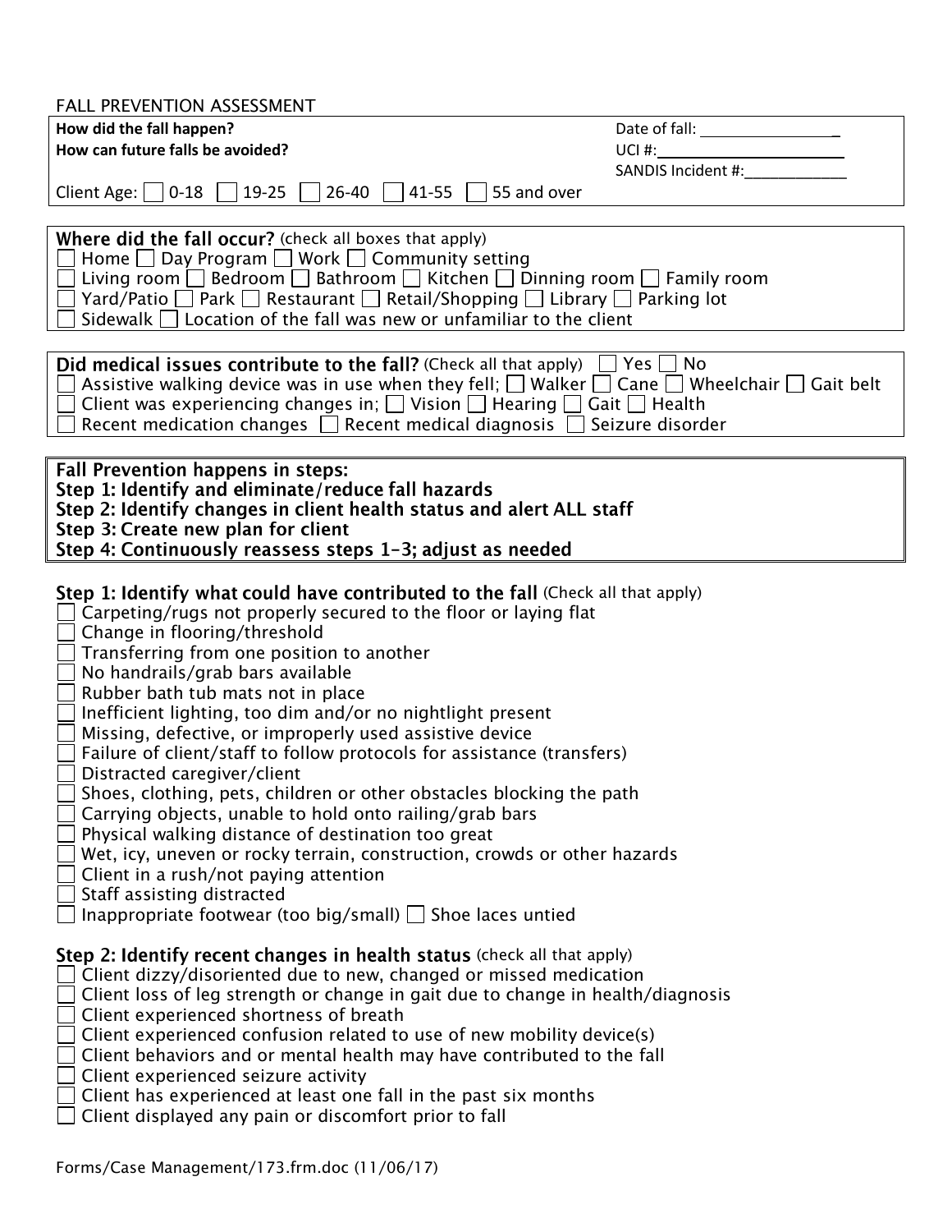FALL PREVENTION ASSESSMENT

**How did the fall happen?**
**How can future falls be avoided?**

Date of fall: _________________
UCI #: ______________________
SANDIS Incident #: ____________

Client Age: ☐ 0-18 ☐ 19-25 ☐ 26-40 ☐ 41-55 ☐ 55 and over

**Where did the fall occur?** (check all boxes that apply)
☐ Home ☐ Day Program ☐ Work ☐ Community setting
☐ Living room ☐ Bedroom ☐ Bathroom ☐ Kitchen ☐ Dinning room ☐ Family room
☐ Yard/Patio ☐ Park ☐ Restaurant ☐ Retail/Shopping ☐ Library ☐ Parking lot
☐ Sidewalk ☐ Location of the fall was new or unfamiliar to the client

**Did medical issues contribute to the fall?** (Check all that apply) ☐ Yes ☐ No
☐ Assistive walking device was in use when they fell; ☐ Walker ☐ Cane ☐ Wheelchair ☐ Gait belt
☐ Client was experiencing changes in; ☐ Vision ☐ Hearing ☐ Gait ☐ Health
☐ Recent medication changes ☐ Recent medical diagnosis ☐ Seizure disorder

**Fall Prevention happens in steps:**
**Step 1: Identify and eliminate/reduce fall hazards**
**Step 2: Identify changes in client health status and alert ALL staff**
**Step 3: Create new plan for client**
**Step 4: Continuously reassess steps 1-3; adjust as needed**

**Step 1: Identify what could have contributed to the fall** (Check all that apply)
☐ Carpeting/rugs not properly secured to the floor or laying flat
☐ Change in flooring/threshold
☐ Transferring from one position to another
☐ No handrails/grab bars available
☐ Rubber bath tub mats not in place
☐ Inefficient lighting, too dim and/or no nightlight present
☐ Missing, defective, or improperly used assistive device
☐ Failure of client/staff to follow protocols for assistance (transfers)
☐ Distracted caregiver/client
☐ Shoes, clothing, pets, children or other obstacles blocking the path
☐ Carrying objects, unable to hold onto railing/grab bars
☐ Physical walking distance of destination too great
☐ Wet, icy, uneven or rocky terrain, construction, crowds or other hazards
☐ Client in a rush/not paying attention
☐ Staff assisting distracted
☐ Inappropriate footwear (too big/small) ☐ Shoe laces untied

**Step 2: Identify recent changes in health status** (check all that apply)
☐ Client dizzy/disoriented due to new, changed or missed medication
☐ Client loss of leg strength or change in gait due to change in health/diagnosis
☐ Client experienced shortness of breath
☐ Client experienced confusion related to use of new mobility device(s)
☐ Client behaviors and or mental health may have contributed to the fall
☐ Client experienced seizure activity
☐ Client has experienced at least one fall in the past six months
☐ Client displayed any pain or discomfort prior to fall

Forms/Case Management/173.frm.doc (11/06/17)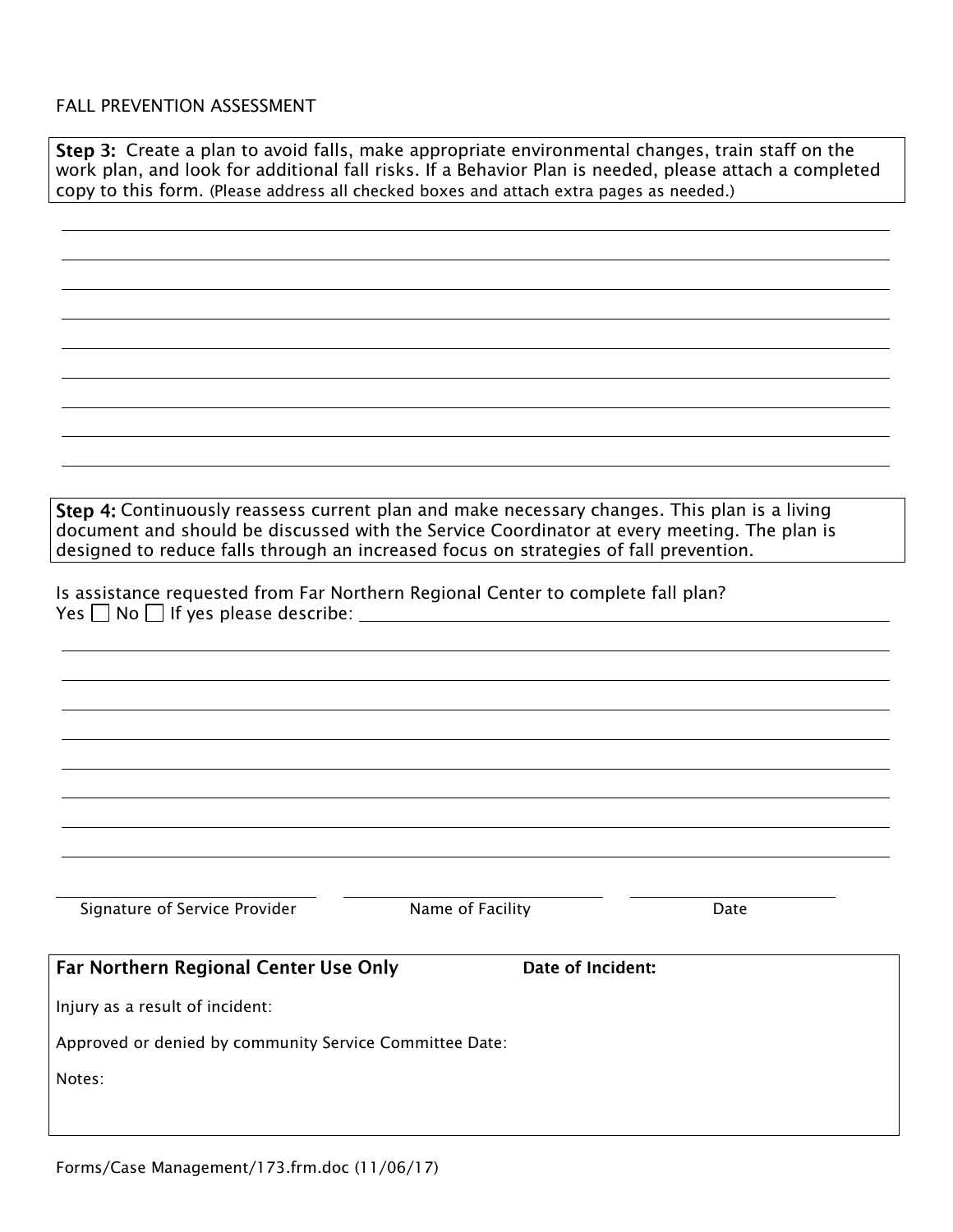FALL PREVENTION ASSESSMENT

**Step 3:** Create a plan to avoid falls, make appropriate environmental changes, train staff on the work plan, and look for additional fall risks. If a Behavior Plan is needed, please attach a completed copy to this form. (Please address all checked boxes and attach extra pages as needed.)

______________________________________________________________________________

______________________________________________________________________________

______________________________________________________________________________

______________________________________________________________________________

______________________________________________________________________________

______________________________________________________________________________

______________________________________________________________________________

______________________________________________________________________________

______________________________________________________________________________

**Step 4:** Continuously reassess current plan and make necessary changes. This plan is a living document and should be discussed with the Service Coordinator at every meeting. The plan is designed to reduce falls through an increased focus on strategies of fall prevention.

Is assistance requested from Far Northern Regional Center to complete fall plan?
Yes ☐ No ☐ If yes please describe: ___________________________________________

______________________________________________________________________________

______________________________________________________________________________

______________________________________________________________________________

______________________________________________________________________________

______________________________________________________________________________

______________________________________________________________________________

______________________________________________________________________________

______________________________________________________________________________

| | | |
|---|---|---|
| ______________________ | ______________________ | ______________________ |
| Signature of Service Provider | Name of Facility | Date |

**Far Northern Regional Center Use Only** **Date of Incident:**

Injury as a result of incident:

Approved or denied by community Service Committee Date:

Notes:

Forms/Case Management/173.frm.doc (11/06/17)